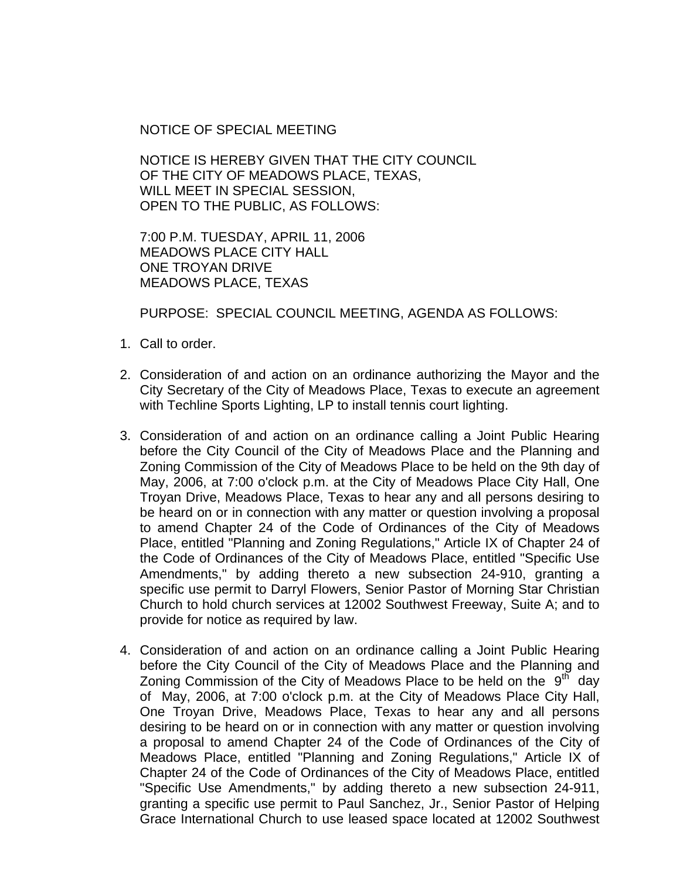NOTICE OF SPECIAL MEETING

NOTICE IS HEREBY GIVEN THAT THE CITY COUNCIL
OF THE CITY OF MEADOWS PLACE, TEXAS,
WILL MEET IN SPECIAL SESSION,
OPEN TO THE PUBLIC, AS FOLLOWS:

7:00 P.M. TUESDAY, APRIL 11, 2006
MEADOWS PLACE CITY HALL
ONE TROYAN DRIVE
MEADOWS PLACE, TEXAS

PURPOSE: SPECIAL COUNCIL MEETING, AGENDA AS FOLLOWS:

1. Call to order.

2. Consideration of and action on an ordinance authorizing the Mayor and the City Secretary of the City of Meadows Place, Texas to execute an agreement with Techline Sports Lighting, LP to install tennis court lighting.

3. Consideration of and action on an ordinance calling a Joint Public Hearing before the City Council of the City of Meadows Place and the Planning and Zoning Commission of the City of Meadows Place to be held on the 9th day of May, 2006, at 7:00 o'clock p.m. at the City of Meadows Place City Hall, One Troyan Drive, Meadows Place, Texas to hear any and all persons desiring to be heard on or in connection with any matter or question involving a proposal to amend Chapter 24 of the Code of Ordinances of the City of Meadows Place, entitled "Planning and Zoning Regulations," Article IX of Chapter 24 of the Code of Ordinances of the City of Meadows Place, entitled "Specific Use Amendments," by adding thereto a new subsection 24-910, granting a specific use permit to Darryl Flowers, Senior Pastor of Morning Star Christian Church to hold church services at 12002 Southwest Freeway, Suite A; and to provide for notice as required by law.

4. Consideration of and action on an ordinance calling a Joint Public Hearing before the City Council of the City of Meadows Place and the Planning and Zoning Commission of the City of Meadows Place to be held on the 9th day of May, 2006, at 7:00 o'clock p.m. at the City of Meadows Place City Hall, One Troyan Drive, Meadows Place, Texas to hear any and all persons desiring to be heard on or in connection with any matter or question involving a proposal to amend Chapter 24 of the Code of Ordinances of the City of Meadows Place, entitled "Planning and Zoning Regulations," Article IX of Chapter 24 of the Code of Ordinances of the City of Meadows Place, entitled "Specific Use Amendments," by adding thereto a new subsection 24-911, granting a specific use permit to Paul Sanchez, Jr., Senior Pastor of Helping Grace International Church to use leased space located at 12002 Southwest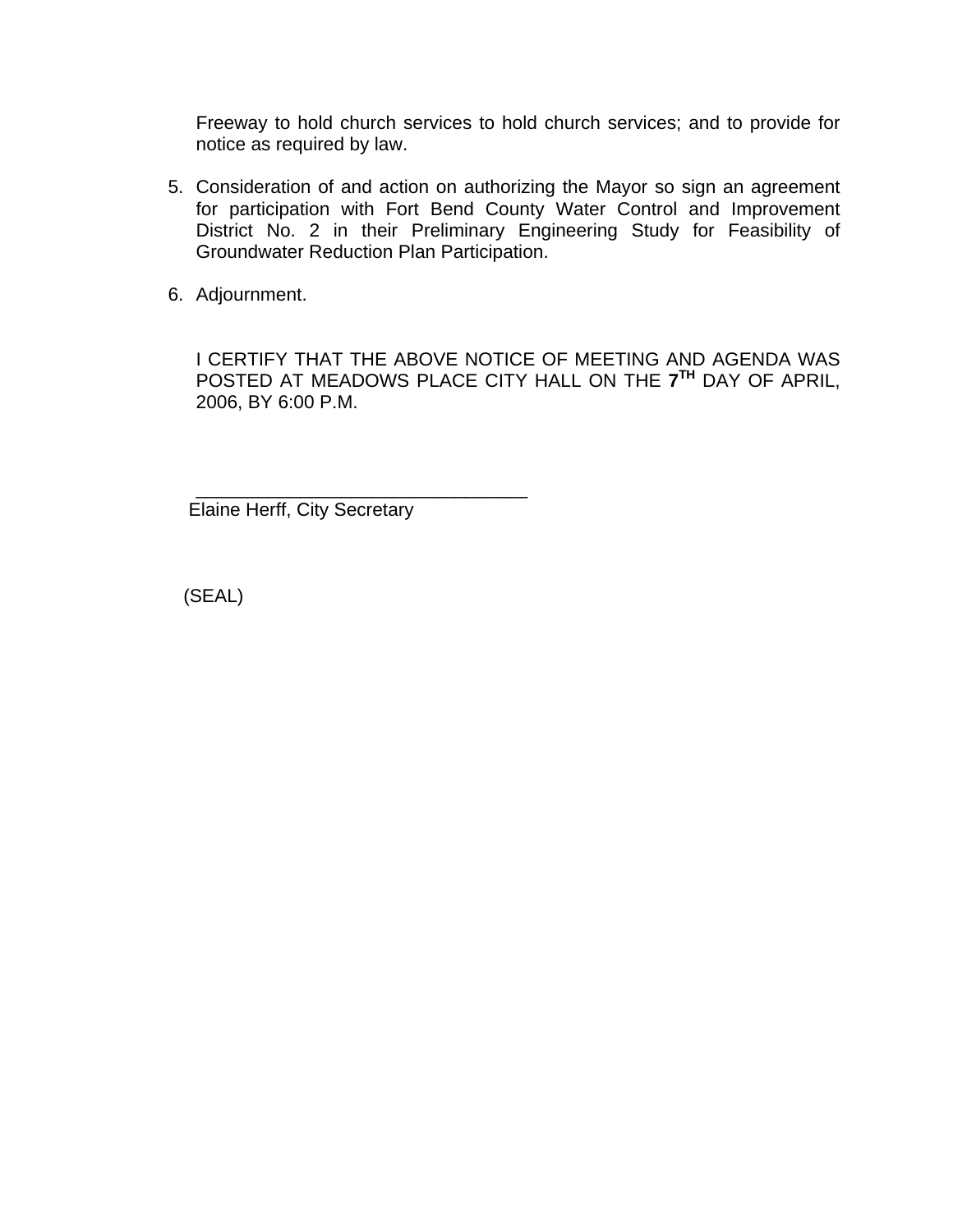Freeway to hold church services to hold church services; and to provide for notice as required by law.

5. Consideration of and action on authorizing the Mayor so sign an agreement for participation with Fort Bend County Water Control and Improvement District No. 2 in their Preliminary Engineering Study for Feasibility of Groundwater Reduction Plan Participation.

6. Adjournment.

I CERTIFY THAT THE ABOVE NOTICE OF MEETING AND AGENDA WAS POSTED AT MEADOWS PLACE CITY HALL ON THE **7TH** DAY OF APRIL, 2006, BY 6:00 P.M.

_________________________________

Elaine Herff, City Secretary

(SEAL)